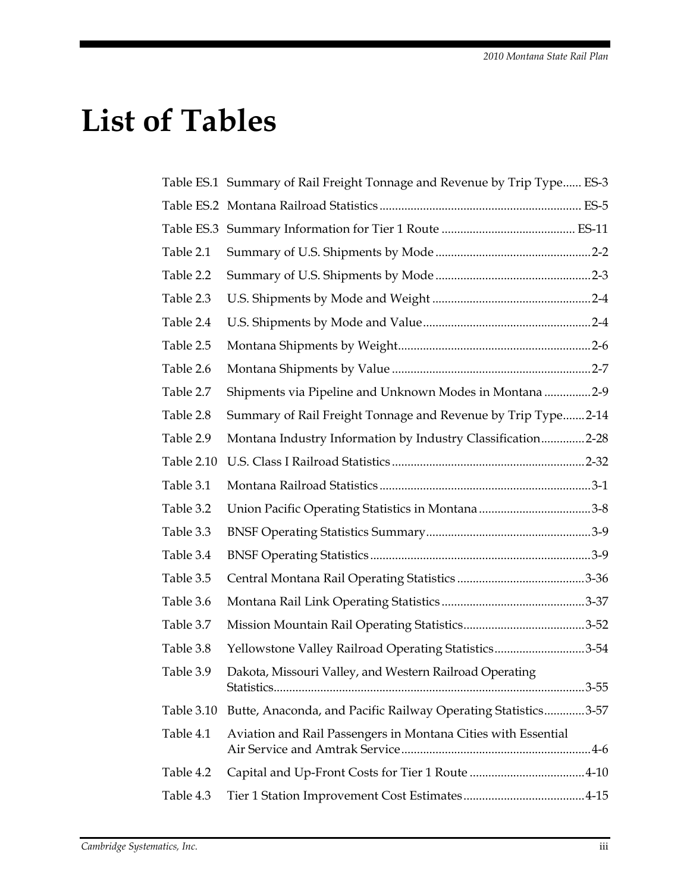# List of Tables

| | | |
|---|---|---|
| Table ES.1 | Summary of Rail Freight Tonnage and Revenue by Trip Type | ES-3 |
| Table ES.2 | Montana Railroad Statistics | ES-5 |
| Table ES.3 | Summary Information for Tier 1 Route | ES-11 |
| Table 2.1 | Summary of U.S. Shipments by Mode | 2-2 |
| Table 2.2 | Summary of U.S. Shipments by Mode | 2-3 |
| Table 2.3 | U.S. Shipments by Mode and Weight | 2-4 |
| Table 2.4 | U.S. Shipments by Mode and Value | 2-4 |
| Table 2.5 | Montana Shipments by Weight | 2-6 |
| Table 2.6 | Montana Shipments by Value | 2-7 |
| Table 2.7 | Shipments via Pipeline and Unknown Modes in Montana | 2-9 |
| Table 2.8 | Summary of Rail Freight Tonnage and Revenue by Trip Type | 2-14 |
| Table 2.9 | Montana Industry Information by Industry Classification | 2-28 |
| Table 2.10 | U.S. Class I Railroad Statistics | 2-32 |
| Table 3.1 | Montana Railroad Statistics | 3-1 |
| Table 3.2 | Union Pacific Operating Statistics in Montana | 3-8 |
| Table 3.3 | BNSF Operating Statistics Summary | 3-9 |
| Table 3.4 | BNSF Operating Statistics | 3-9 |
| Table 3.5 | Central Montana Rail Operating Statistics | 3-36 |
| Table 3.6 | Montana Rail Link Operating Statistics | 3-37 |
| Table 3.7 | Mission Mountain Rail Operating Statistics | 3-52 |
| Table 3.8 | Yellowstone Valley Railroad Operating Statistics | 3-54 |
| Table 3.9 | Dakota, Missouri Valley, and Western Railroad Operating Statistics | 3-55 |
| Table 3.10 | Butte, Anaconda, and Pacific Railway Operating Statistics | 3-57 |
| Table 4.1 | Aviation and Rail Passengers in Montana Cities with Essential Air Service and Amtrak Service | 4-6 |
| Table 4.2 | Capital and Up-Front Costs for Tier 1 Route | 4-10 |
| Table 4.3 | Tier 1 Station Improvement Cost Estimates | 4-15 |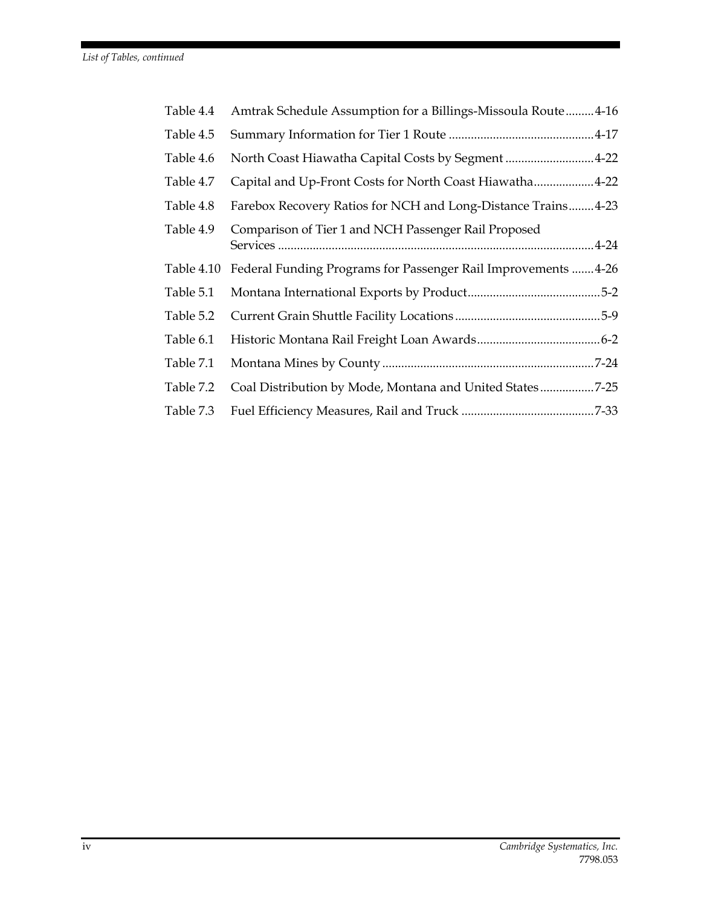*List of Tables, continued*

| | | |
|---|---|---|
| Table 4.4 | Amtrak Schedule Assumption for a Billings-Missoula Route | 4-16 |
| Table 4.5 | Summary Information for Tier 1 Route | 4-17 |
| Table 4.6 | North Coast Hiawatha Capital Costs by Segment | 4-22 |
| Table 4.7 | Capital and Up-Front Costs for North Coast Hiawatha | 4-22 |
| Table 4.8 | Farebox Recovery Ratios for NCH and Long-Distance Trains | 4-23 |
| Table 4.9 | Comparison of Tier 1 and NCH Passenger Rail Proposed Services | 4-24 |
| Table 4.10 | Federal Funding Programs for Passenger Rail Improvements | 4-26 |
| Table 5.1 | Montana International Exports by Product | 5-2 |
| Table 5.2 | Current Grain Shuttle Facility Locations | 5-9 |
| Table 6.1 | Historic Montana Rail Freight Loan Awards | 6-2 |
| Table 7.1 | Montana Mines by County | 7-24 |
| Table 7.2 | Coal Distribution by Mode, Montana and United States | 7-25 |
| Table 7.3 | Fuel Efficiency Measures, Rail and Truck | 7-33 |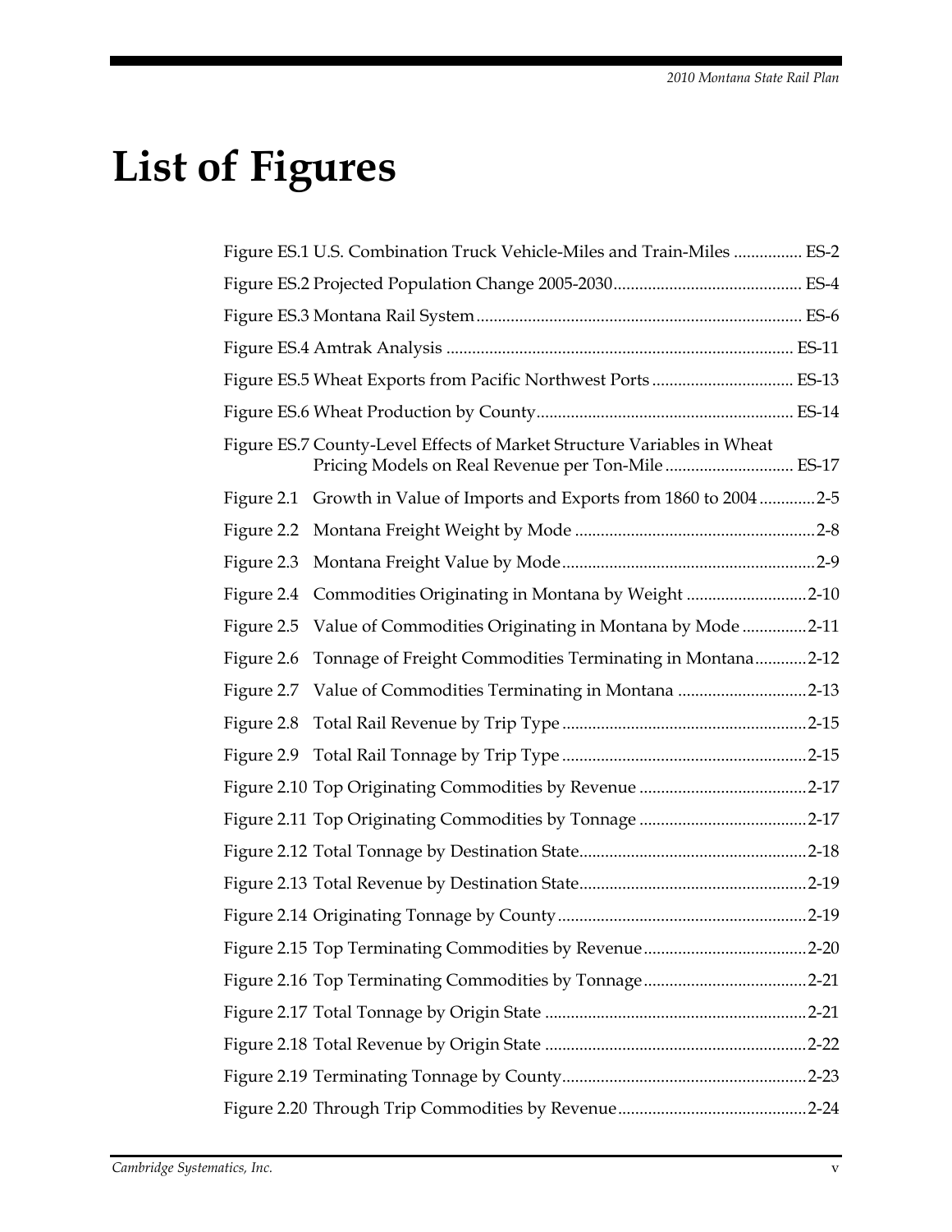# List of Figures

Figure ES.1 U.S. Combination Truck Vehicle-Miles and Train-Miles ................ ES-2

Figure ES.2 Projected Population Change 2005-2030............................................ ES-4

Figure ES.3 Montana Rail System........................................................................... ES-6

Figure ES.4 Amtrak Analysis ................................................................................ ES-11

Figure ES.5 Wheat Exports from Pacific Northwest Ports ................................. ES-13

Figure ES.6 Wheat Production by County........................................................... ES-14

Figure ES.7 County-Level Effects of Market Structure Variables in Wheat Pricing Models on Real Revenue per Ton-Mile .............................. ES-17

Figure 2.1 Growth in Value of Imports and Exports from 1860 to 2004 .............2-5

Figure 2.2 Montana Freight Weight by Mode ........................................................2-8

Figure 2.3 Montana Freight Value by Mode...........................................................2-9

Figure 2.4 Commodities Originating in Montana by Weight ............................2-10

Figure 2.5 Value of Commodities Originating in Montana by Mode ...............2-11

Figure 2.6 Tonnage of Freight Commodities Terminating in Montana............2-12

Figure 2.7 Value of Commodities Terminating in Montana ..............................2-13

Figure 2.8 Total Rail Revenue by Trip Type .........................................................2-15

Figure 2.9 Total Rail Tonnage by Trip Type .........................................................2-15

Figure 2.10 Top Originating Commodities by Revenue .......................................2-17

Figure 2.11 Top Originating Commodities by Tonnage .......................................2-17

Figure 2.12 Total Tonnage by Destination State.....................................................2-18

Figure 2.13 Total Revenue by Destination State.....................................................2-19

Figure 2.14 Originating Tonnage by County ..........................................................2-19

Figure 2.15 Top Terminating Commodities by Revenue......................................2-20

Figure 2.16 Top Terminating Commodities by Tonnage......................................2-21

Figure 2.17 Total Tonnage by Origin State .............................................................2-21

Figure 2.18 Total Revenue by Origin State .............................................................2-22

Figure 2.19 Terminating Tonnage by County.........................................................2-23

Figure 2.20 Through Trip Commodities by Revenue............................................2-24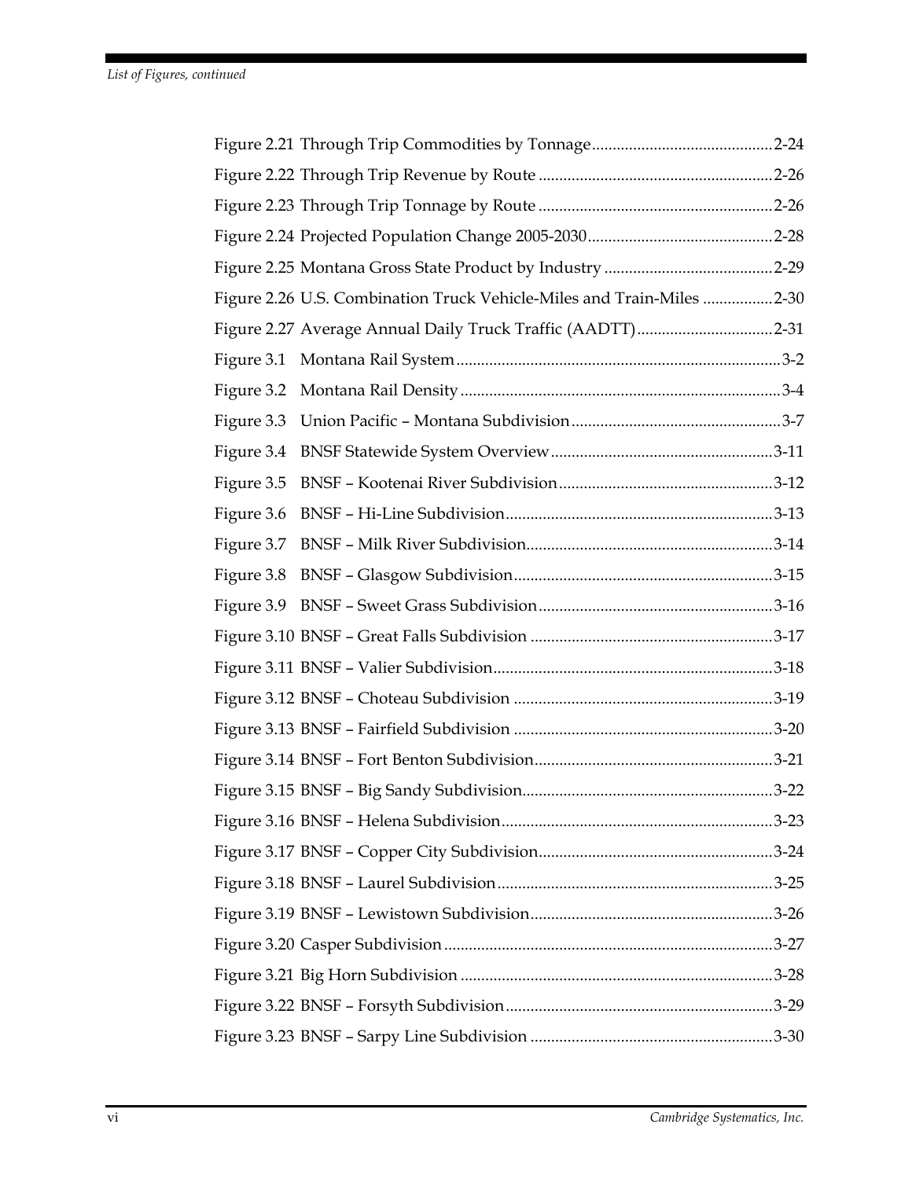*List of Figures, continued*

Figure 2.21 Through Trip Commodities by Tonnage ............................................ 2-24

Figure 2.22 Through Trip Revenue by Route ........................................................ 2-26

Figure 2.23 Through Trip Tonnage by Route ........................................................ 2-26

Figure 2.24 Projected Population Change 2005-2030 ............................................ 2-28

Figure 2.25 Montana Gross State Product by Industry ......................................... 2-29

Figure 2.26 U.S. Combination Truck Vehicle-Miles and Train-Miles ................. 2-30

Figure 2.27 Average Annual Daily Truck Traffic (AADTT) ................................. 2-31

Figure 3.1 Montana Rail System .............................................................................. 3-2

Figure 3.2 Montana Rail Density ............................................................................. 3-4

Figure 3.3 Union Pacific – Montana Subdivision ................................................... 3-7

Figure 3.4 BNSF Statewide System Overview ...................................................... 3-11

Figure 3.5 BNSF – Kootenai River Subdivision .................................................... 3-12

Figure 3.6 BNSF – Hi-Line Subdivision ................................................................. 3-13

Figure 3.7 BNSF – Milk River Subdivision ............................................................ 3-14

Figure 3.8 BNSF – Glasgow Subdivision ............................................................... 3-15

Figure 3.9 BNSF – Sweet Grass Subdivision ......................................................... 3-16

Figure 3.10 BNSF – Great Falls Subdivision ......................................................... 3-17

Figure 3.11 BNSF – Valier Subdivision .................................................................. 3-18

Figure 3.12 BNSF – Choteau Subdivision ............................................................. 3-19

Figure 3.13 BNSF – Fairfield Subdivision ............................................................. 3-20

Figure 3.14 BNSF – Fort Benton Subdivision ........................................................ 3-21

Figure 3.15 BNSF – Big Sandy Subdivision ........................................................... 3-22

Figure 3.16 BNSF – Helena Subdivision ................................................................. 3-23

Figure 3.17 BNSF – Copper City Subdivision ........................................................ 3-24

Figure 3.18 BNSF – Laurel Subdivision ................................................................. 3-25

Figure 3.19 BNSF – Lewistown Subdivision .......................................................... 3-26

Figure 3.20 Casper Subdivision ............................................................................... 3-27

Figure 3.21 Big Horn Subdivision ........................................................................... 3-28

Figure 3.22 BNSF – Forsyth Subdivision ................................................................ 3-29

Figure 3.23 BNSF – Sarpy Line Subdivision .......................................................... 3-30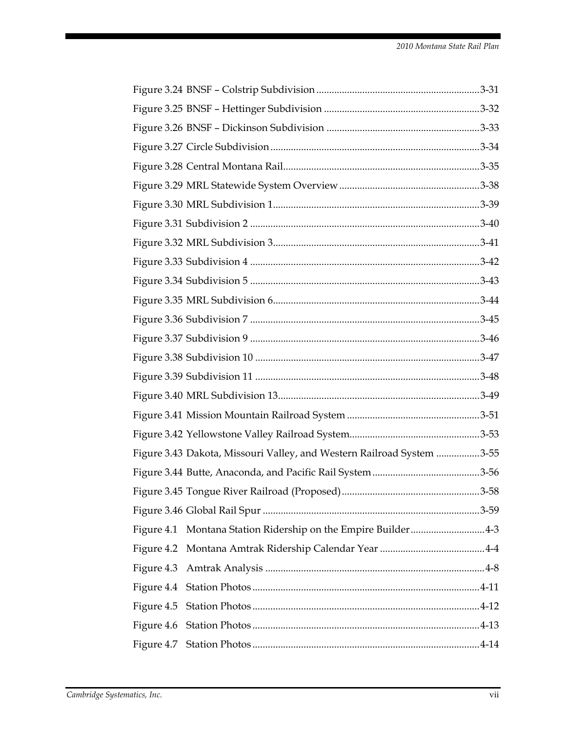Figure 3.24 BNSF – Colstrip Subdivision ............................................................... 3-31

Figure 3.25 BNSF – Hettinger Subdivision ............................................................ 3-32

Figure 3.26 BNSF – Dickinson Subdivision ........................................................... 3-33

Figure 3.27 Circle Subdivision ................................................................................ 3-34

Figure 3.28 Central Montana Rail............................................................................ 3-35

Figure 3.29 MRL Statewide System Overview ....................................................... 3-38

Figure 3.30 MRL Subdivision 1................................................................................ 3-39

Figure 3.31 Subdivision 2 ......................................................................................... 3-40

Figure 3.32 MRL Subdivision 3................................................................................ 3-41

Figure 3.33 Subdivision 4 ......................................................................................... 3-42

Figure 3.34 Subdivision 5 ......................................................................................... 3-43

Figure 3.35 MRL Subdivision 6................................................................................ 3-44

Figure 3.36 Subdivision 7 ......................................................................................... 3-45

Figure 3.37 Subdivision 9 ......................................................................................... 3-46

Figure 3.38 Subdivision 10 ....................................................................................... 3-47

Figure 3.39 Subdivision 11 ....................................................................................... 3-48

Figure 3.40 MRL Subdivision 13.............................................................................. 3-49

Figure 3.41 Mission Mountain Railroad System .................................................... 3-51

Figure 3.42 Yellowstone Valley Railroad System................................................... 3-53

Figure 3.43 Dakota, Missouri Valley, and Western Railroad System ................. 3-55

Figure 3.44 Butte, Anaconda, and Pacific Rail System .......................................... 3-56

Figure 3.45 Tongue River Railroad (Proposed)...................................................... 3-58

Figure 3.46 Global Rail Spur .................................................................................... 3-59

Figure 4.1 Montana Station Ridership on the Empire Builder ............................. 4-3

Figure 4.2 Montana Amtrak Ridership Calendar Year ......................................... 4-4

Figure 4.3 Amtrak Analysis ..................................................................................... 4-8

Figure 4.4 Station Photos ........................................................................................ 4-11

Figure 4.5 Station Photos ........................................................................................ 4-12

Figure 4.6 Station Photos ........................................................................................ 4-13

Figure 4.7 Station Photos ........................................................................................ 4-14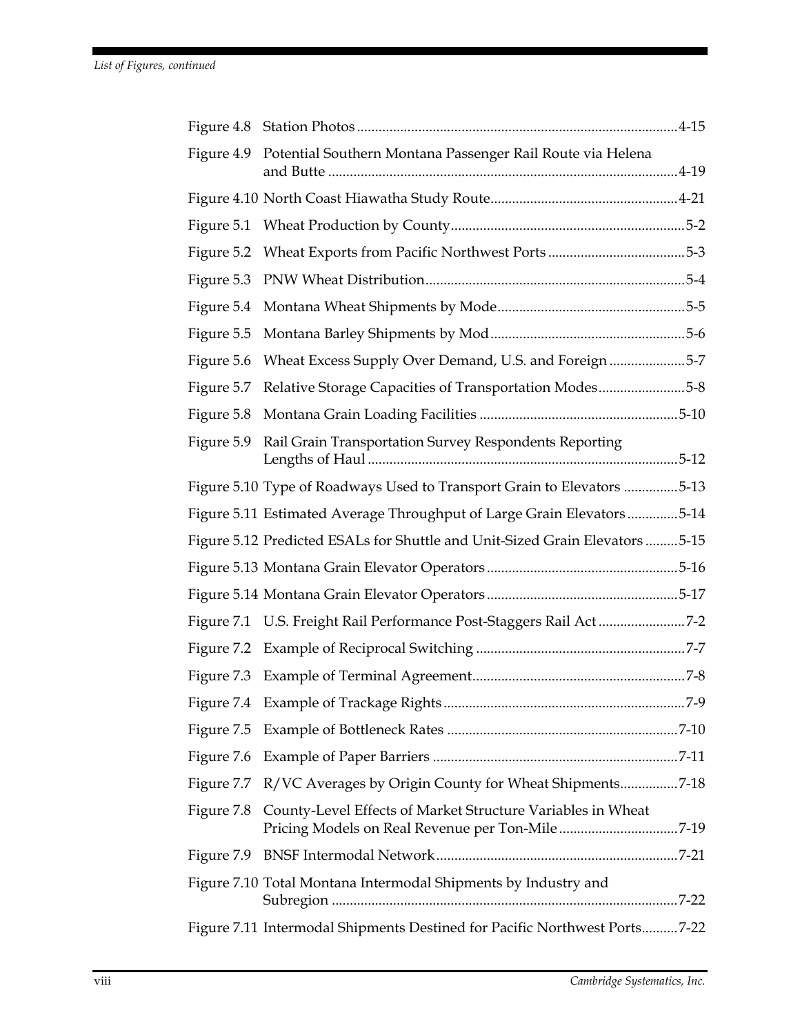*List of Figures, continued*

| | | |
|---|---|---|
| Figure 4.8 | Station Photos | 4-15 |
| Figure 4.9 | Potential Southern Montana Passenger Rail Route via Helena and Butte | 4-19 |
| Figure 4.10 | North Coast Hiawatha Study Route | 4-21 |
| Figure 5.1 | Wheat Production by County | 5-2 |
| Figure 5.2 | Wheat Exports from Pacific Northwest Ports | 5-3 |
| Figure 5.3 | PNW Wheat Distribution | 5-4 |
| Figure 5.4 | Montana Wheat Shipments by Mode | 5-5 |
| Figure 5.5 | Montana Barley Shipments by Mod | 5-6 |
| Figure 5.6 | Wheat Excess Supply Over Demand, U.S. and Foreign | 5-7 |
| Figure 5.7 | Relative Storage Capacities of Transportation Modes | 5-8 |
| Figure 5.8 | Montana Grain Loading Facilities | 5-10 |
| Figure 5.9 | Rail Grain Transportation Survey Respondents Reporting Lengths of Haul | 5-12 |
| Figure 5.10 | Type of Roadways Used to Transport Grain to Elevators | 5-13 |
| Figure 5.11 | Estimated Average Throughput of Large Grain Elevators | 5-14 |
| Figure 5.12 | Predicted ESALs for Shuttle and Unit-Sized Grain Elevators | 5-15 |
| Figure 5.13 | Montana Grain Elevator Operators | 5-16 |
| Figure 5.14 | Montana Grain Elevator Operators | 5-17 |
| Figure 7.1 | U.S. Freight Rail Performance Post-Staggers Rail Act | 7-2 |
| Figure 7.2 | Example of Reciprocal Switching | 7-7 |
| Figure 7.3 | Example of Terminal Agreement | 7-8 |
| Figure 7.4 | Example of Trackage Rights | 7-9 |
| Figure 7.5 | Example of Bottleneck Rates | 7-10 |
| Figure 7.6 | Example of Paper Barriers | 7-11 |
| Figure 7.7 | R/VC Averages by Origin County for Wheat Shipments | 7-18 |
| Figure 7.8 | County-Level Effects of Market Structure Variables in Wheat Pricing Models on Real Revenue per Ton-Mile | 7-19 |
| Figure 7.9 | BNSF Intermodal Network | 7-21 |
| Figure 7.10 | Total Montana Intermodal Shipments by Industry and Subregion | 7-22 |
| Figure 7.11 | Intermodal Shipments Destined for Pacific Northwest Ports | 7-22 |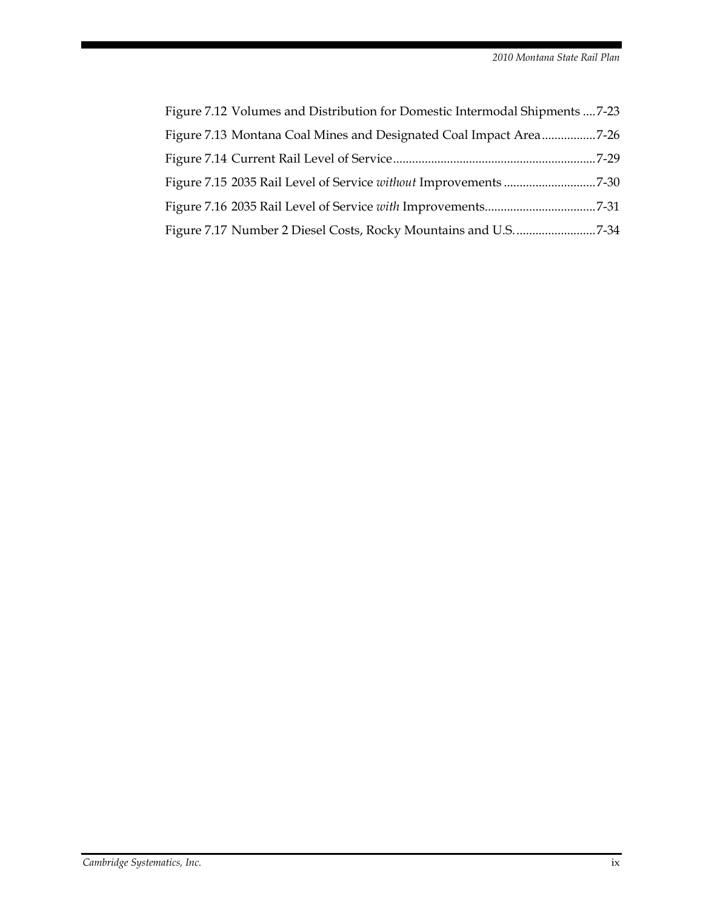Figure 7.12 Volumes and Distribution for Domestic Intermodal Shipments ....7-23

Figure 7.13 Montana Coal Mines and Designated Coal Impact Area.................7-26

Figure 7.14 Current Rail Level of Service................................................................7-29

Figure 7.15 2035 Rail Level of Service *without* Improvements .............................7-30

Figure 7.16 2035 Rail Level of Service *with* Improvements...................................7-31

Figure 7.17 Number 2 Diesel Costs, Rocky Mountains and U.S. .........................7-34